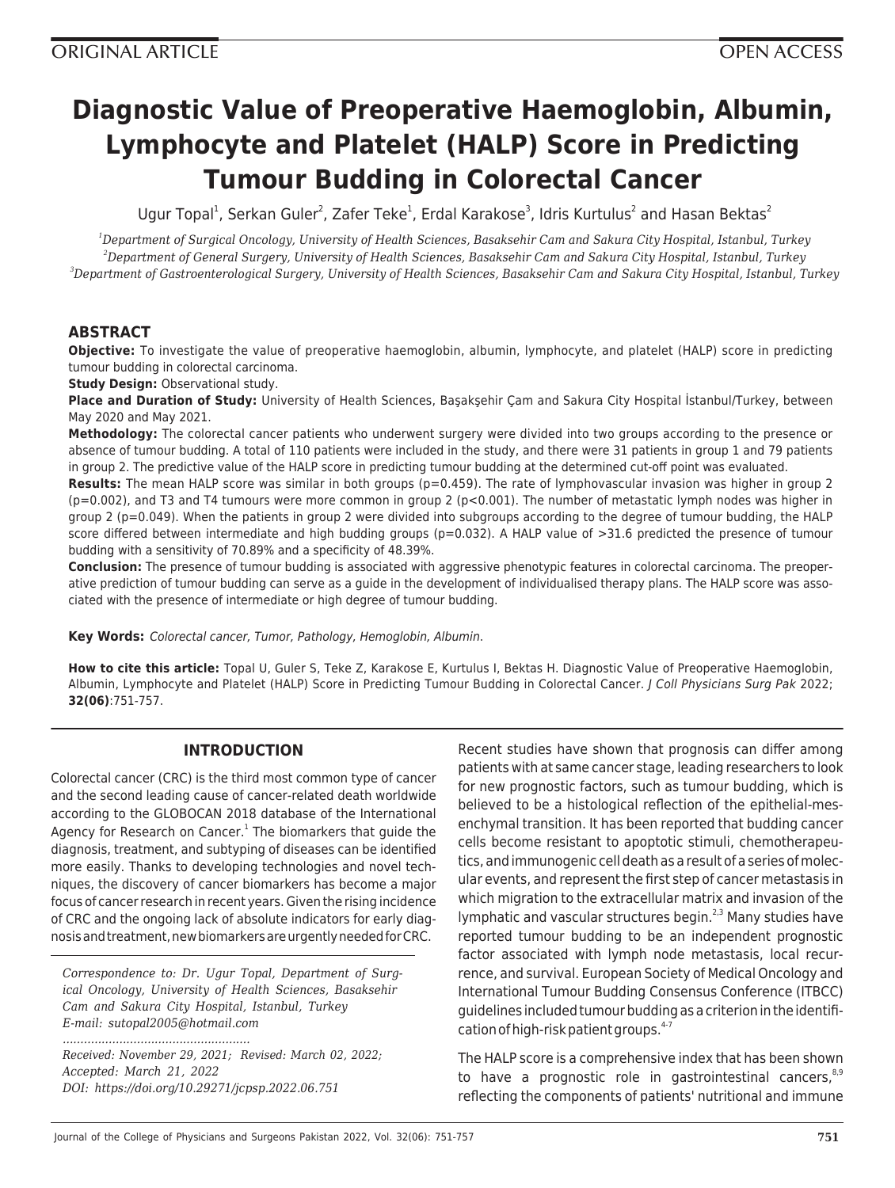ORIGINAL ARTICLE

OPEN ACCESS

# Diagnostic Value of Preoperative Haemoglobin, Albumin, Lymphocyte and Platelet (HALP) Score in Predicting Tumour Budding in Colorectal Cancer

Ugur Topal[1], Serkan Guler[2], Zafer Teke[1], Erdal Karakose[3], Idris Kurtulus[2] and Hasan Bektas[2]

[1]*Department of Surgical Oncology, University of Health Sciences, Basaksehir Cam and Sakura City Hospital, Istanbul, Turkey*
[2]*Department of General Surgery, University of Health Sciences, Basaksehir Cam and Sakura City Hospital, Istanbul, Turkey*
[3]*Department of Gastroenterological Surgery, University of Health Sciences, Basaksehir Cam and Sakura City Hospital, Istanbul, Turkey*

## ABSTRACT

**Objective:** To investigate the value of preoperative haemoglobin, albumin, lymphocyte, and platelet (HALP) score in predicting tumour budding in colorectal carcinoma.

**Study Design:** Observational study.

**Place and Duration of Study:** University of Health Sciences, Başakşehir Çam and Sakura City Hospital İstanbul/Turkey, between May 2020 and May 2021.

**Methodology:** The colorectal cancer patients who underwent surgery were divided into two groups according to the presence or absence of tumour budding. A total of 110 patients were included in the study, and there were 31 patients in group 1 and 79 patients in group 2. The predictive value of the HALP score in predicting tumour budding at the determined cut-off point was evaluated.

**Results:** The mean HALP score was similar in both groups (p=0.459). The rate of lymphovascular invasion was higher in group 2 (p=0.002), and T3 and T4 tumours were more common in group 2 (p<0.001). The number of metastatic lymph nodes was higher in group 2 (p=0.049). When the patients in group 2 were divided into subgroups according to the degree of tumour budding, the HALP score differed between intermediate and high budding groups (p=0.032). A HALP value of >31.6 predicted the presence of tumour budding with a sensitivity of 70.89% and a specificity of 48.39%.

**Conclusion:** The presence of tumour budding is associated with aggressive phenotypic features in colorectal carcinoma. The preoperative prediction of tumour budding can serve as a guide in the development of individualised therapy plans. The HALP score was associated with the presence of intermediate or high degree of tumour budding.

**Key Words:** *Colorectal cancer, Tumor, Pathology, Hemoglobin, Albumin.*

**How to cite this article:** Topal U, Guler S, Teke Z, Karakose E, Kurtulus I, Bektas H. Diagnostic Value of Preoperative Haemoglobin, Albumin, Lymphocyte and Platelet (HALP) Score in Predicting Tumour Budding in Colorectal Cancer. *J Coll Physicians Surg Pak* 2022; **32(06)**:751-757.

## INTRODUCTION

Colorectal cancer (CRC) is the third most common type of cancer and the second leading cause of cancer-related death worldwide according to the GLOBOCAN 2018 database of the International Agency for Research on Cancer.[1] The biomarkers that guide the diagnosis, treatment, and subtyping of diseases can be identified more easily. Thanks to developing technologies and novel techniques, the discovery of cancer biomarkers has become a major focus of cancer research in recent years. Given the rising incidence of CRC and the ongoing lack of absolute indicators for early diagnosis and treatment, new biomarkers are urgently needed for CRC.

*Correspondence to: Dr. Ugur Topal, Department of Surgical Oncology, University of Health Sciences, Basaksehir Cam and Sakura City Hospital, Istanbul, Turkey*
*E-mail: sutopal2005@hotmail.com*

*Received: November 29, 2021; Revised: March 02, 2022; Accepted: March 21, 2022*
*DOI: https://doi.org/10.29271/jcpsp.2022.06.751*

Recent studies have shown that prognosis can differ among patients with at same cancer stage, leading researchers to look for new prognostic factors, such as tumour budding, which is believed to be a histological reflection of the epithelial-mesenchymal transition. It has been reported that budding cancer cells become resistant to apoptotic stimuli, chemotherapeutics, and immunogenic cell death as a result of a series of molecular events, and represent the first step of cancer metastasis in which migration to the extracellular matrix and invasion of the lymphatic and vascular structures begin.[2,3] Many studies have reported tumour budding to be an independent prognostic factor associated with lymph node metastasis, local recurrence, and survival. European Society of Medical Oncology and International Tumour Budding Consensus Conference (ITBCC) guidelines included tumour budding as a criterion in the identification of high-risk patient groups.[4-7]

The HALP score is a comprehensive index that has been shown to have a prognostic role in gastrointestinal cancers,[8,9] reflecting the components of patients' nutritional and immune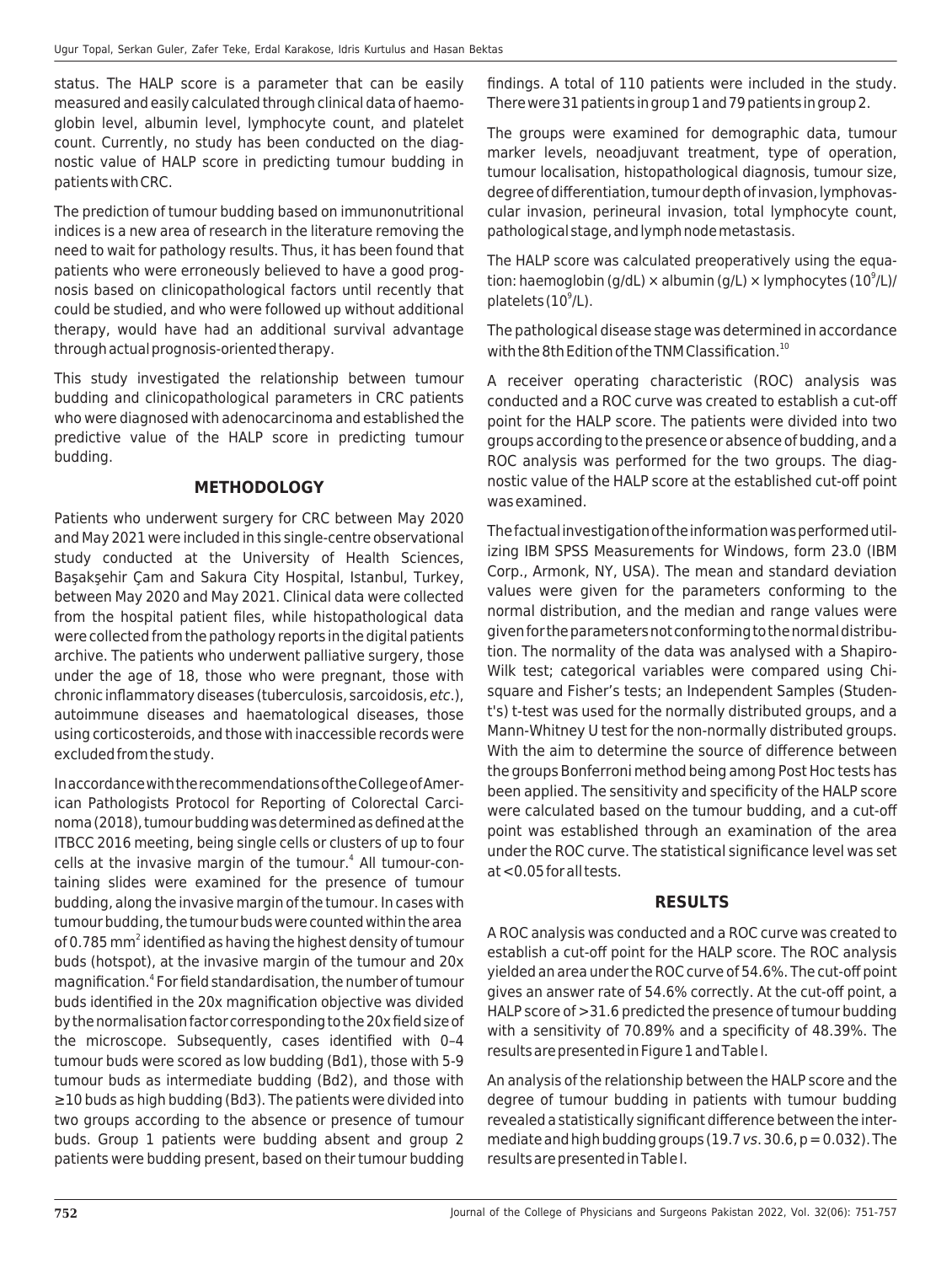status. The HALP score is a parameter that can be easily measured and easily calculated through clinical data of haemoglobin level, albumin level, lymphocyte count, and platelet count. Currently, no study has been conducted on the diagnostic value of HALP score in predicting tumour budding in patients with CRC.

The prediction of tumour budding based on immunonutritional indices is a new area of research in the literature removing the need to wait for pathology results. Thus, it has been found that patients who were erroneously believed to have a good prognosis based on clinicopathological factors until recently that could be studied, and who were followed up without additional therapy, would have had an additional survival advantage through actual prognosis-oriented therapy.

This study investigated the relationship between tumour budding and clinicopathological parameters in CRC patients who were diagnosed with adenocarcinoma and established the predictive value of the HALP score in predicting tumour budding.

## METHODOLOGY

Patients who underwent surgery for CRC between May 2020 and May 2021 were included in this single-centre observational study conducted at the University of Health Sciences, Başakşehir Çam and Sakura City Hospital, Istanbul, Turkey, between May 2020 and May 2021. Clinical data were collected from the hospital patient files, while histopathological data were collected from the pathology reports in the digital patients archive. The patients who underwent palliative surgery, those under the age of 18, those who were pregnant, those with chronic inflammatory diseases (tuberculosis, sarcoidosis, *etc*.), autoimmune diseases and haematological diseases, those using corticosteroids, and those with inaccessible records were excluded from the study.

In accordance with the recommendations of the College of American Pathologists Protocol for Reporting of Colorectal Carcinoma (2018), tumour budding was determined as defined at the ITBCC 2016 meeting, being single cells or clusters of up to four cells at the invasive margin of the tumour.[4] All tumour-containing slides were examined for the presence of tumour budding, along the invasive margin of the tumour. In cases with tumour budding, the tumour buds were counted within the area of 0.785 $mm^2$ identified as having the highest density of tumour buds (hotspot), at the invasive margin of the tumour and 20x magnification.[4] For field standardisation, the number of tumour buds identified in the 20x magnification objective was divided by the normalisation factor corresponding to the 20x field size of the microscope. Subsequently, cases identified with 0–4 tumour buds were scored as low budding (Bd1), those with 5-9 tumour buds as intermediate budding (Bd2), and those with ≥10 buds as high budding (Bd3). The patients were divided into two groups according to the absence or presence of tumour buds. Group 1 patients were budding absent and group 2 patients were budding present, based on their tumour budding findings. A total of 110 patients were included in the study. There were 31 patients in group 1 and 79 patients in group 2.

The groups were examined for demographic data, tumour marker levels, neoadjuvant treatment, type of operation, tumour localisation, histopathological diagnosis, tumour size, degree of differentiation, tumour depth of invasion, lymphovascular invasion, perineural invasion, total lymphocyte count, pathological stage, and lymph node metastasis.

The HALP score was calculated preoperatively using the equation: haemoglobin (g/dL) × albumin (g/L) × lymphocytes ($10^9$/L)/ platelets ($10^9$/L).

The pathological disease stage was determined in accordance with the 8th Edition of the TNM Classification.[10]

A receiver operating characteristic (ROC) analysis was conducted and a ROC curve was created to establish a cut-off point for the HALP score. The patients were divided into two groups according to the presence or absence of budding, and a ROC analysis was performed for the two groups. The diagnostic value of the HALP score at the established cut-off point was examined.

The factual investigation of the information was performed utilizing IBM SPSS Measurements for Windows, form 23.0 (IBM Corp., Armonk, NY, USA). The mean and standard deviation values were given for the parameters conforming to the normal distribution, and the median and range values were given for the parameters not conforming to the normal distribution. The normality of the data was analysed with a Shapiro-Wilk test; categorical variables were compared using Chi-square and Fisher's tests; an Independent Samples (Student's) t-test was used for the normally distributed groups, and a Mann-Whitney U test for the non-normally distributed groups. With the aim to determine the source of difference between the groups Bonferroni method being among Post Hoc tests has been applied. The sensitivity and specificity of the HALP score were calculated based on the tumour budding, and a cut-off point was established through an examination of the area under the ROC curve. The statistical significance level was set at <0.05 for all tests.

## RESULTS

A ROC analysis was conducted and a ROC curve was created to establish a cut-off point for the HALP score. The ROC analysis yielded an area under the ROC curve of 54.6%. The cut-off point gives an answer rate of 54.6% correctly. At the cut-off point, a HALP score of >31.6 predicted the presence of tumour budding with a sensitivity of 70.89% and a specificity of 48.39%. The results are presented in Figure 1 and Table I.

An analysis of the relationship between the HALP score and the degree of tumour budding in patients with tumour budding revealed a statistically significant difference between the intermediate and high budding groups (19.7 *vs*. 30.6, $p = 0.032$). The results are presented in Table I.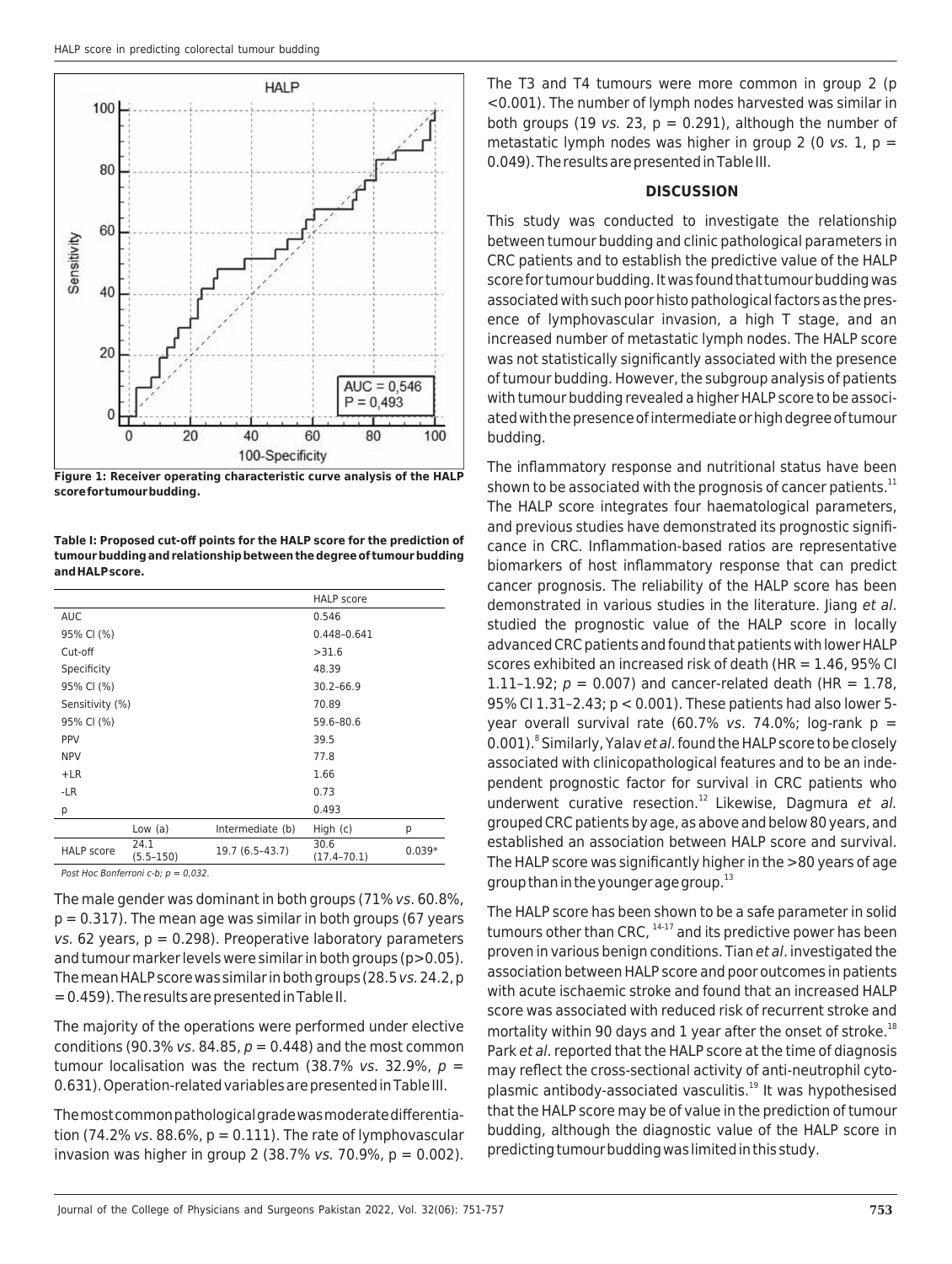**Figure 1: Receiver operating characteristic curve analysis of the HALP score for tumour budding.**

**Table I: Proposed cut-off points for the HALP score for the prediction of tumour budding and relationship between the degree of tumour budding and HALP score.**

| | | | HALP score | |
|---|---|---|---|---|
| AUC | | | 0.546 | |
| 95% CI (%) | | | 0.448–0.641 | |
| Cut-off | | | >31.6 | |
| Specificity | | | 48.39 | |
| 95% CI (%) | | | 30.2–66.9 | |
| Sensitivity (%) | | | 70.89 | |
| 95% CI (%) | | | 59.6–80.6 | |
| PPV | | | 39.5 | |
| NPV | | | 77.8 | |
| +LR | | | 1.66 | |
| -LR | | | 0.73 | |
| p | | | 0.493 | |
| | Low (a) | Intermediate (b) | High (c) | p |
| HALP score | 24.1 (5.5–150) | 19.7 (6.5–43.7) | 30.6 (17.4–70.1) | 0.039* |

*Post Hoc Bonferroni c-b; p = 0,032.*

The male gender was dominant in both groups (71% *vs*. 60.8%, p = 0.317). The mean age was similar in both groups (67 years *vs.* 62 years, p = 0.298). Preoperative laboratory parameters and tumour marker levels were similar in both groups (p>0.05). The mean HALP score was similar in both groups (28.5 *vs.* 24.2, p = 0.459). The results are presented in Table II.

The majority of the operations were performed under elective conditions (90.3% *vs.* 84.85, *p* = 0.448) and the most common tumour localisation was the rectum (38.7% *vs*. 32.9%, *p* = 0.631). Operation-related variables are presented in Table III.

The most common pathological grade was moderate differentiation (74.2% *vs*. 88.6%, p = 0.111). The rate of lymphovascular invasion was higher in group 2 (38.7% *vs.* 70.9%, p = 0.002). The T3 and T4 tumours were more common in group 2 (p <0.001). The number of lymph nodes harvested was similar in both groups (19 *vs.* 23, p = 0.291), although the number of metastatic lymph nodes was higher in group 2 (0 *vs.* 1, p = 0.049). The results are presented in Table III.

## DISCUSSION

This study was conducted to investigate the relationship between tumour budding and clinic pathological parameters in CRC patients and to establish the predictive value of the HALP score for tumour budding. It was found that tumour budding was associated with such poor histo pathological factors as the presence of lymphovascular invasion, a high T stage, and an increased number of metastatic lymph nodes. The HALP score was not statistically significantly associated with the presence of tumour budding. However, the subgroup analysis of patients with tumour budding revealed a higher HALP score to be associated with the presence of intermediate or high degree of tumour budding.

The inflammatory response and nutritional status have been shown to be associated with the prognosis of cancer patients.[11] The HALP score integrates four haematological parameters, and previous studies have demonstrated its prognostic significance in CRC. Inflammation-based ratios are representative biomarkers of host inflammatory response that can predict cancer prognosis. The reliability of the HALP score has been demonstrated in various studies in the literature. Jiang *et al*. studied the prognostic value of the HALP score in locally advanced CRC patients and found that patients with lower HALP scores exhibited an increased risk of death (HR = 1.46, 95% CI 1.11–1.92; *p* = 0.007) and cancer-related death (HR = 1.78, 95% CI 1.31–2.43; p < 0.001). These patients had also lower 5-year overall survival rate (60.7% *vs*. 74.0%; log-rank p = 0.001).[8] Similarly, Yalav *et al*. found the HALP score to be closely associated with clinicopathological features and to be an independent prognostic factor for survival in CRC patients who underwent curative resection.[12] Likewise, Dagmura *et al.* grouped CRC patients by age, as above and below 80 years, and established an association between HALP score and survival. The HALP score was significantly higher in the >80 years of age group than in the younger age group.[13]

The HALP score has been shown to be a safe parameter in solid tumours other than CRC,[14-17] and its predictive power has been proven in various benign conditions. Tian *et al*. investigated the association between HALP score and poor outcomes in patients with acute ischaemic stroke and found that an increased HALP score was associated with reduced risk of recurrent stroke and mortality within 90 days and 1 year after the onset of stroke.[18] Park *et al*. reported that the HALP score at the time of diagnosis may reflect the cross-sectional activity of anti-neutrophil cytoplasmic antibody-associated vasculitis.[19] It was hypothesised that the HALP score may be of value in the prediction of tumour budding, although the diagnostic value of the HALP score in predicting tumour budding was limited in this study.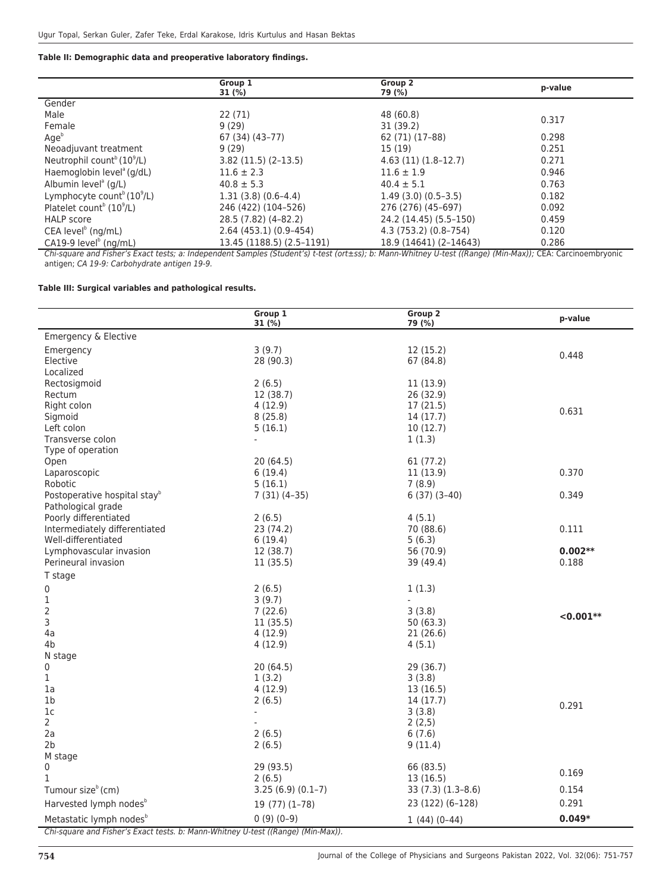**Table II: Demographic data and preoperative laboratory findings.**

| | Group 1<br>31 (%) | Group 2<br>79 (%) | p-value |
|---|---|---|---|
| Gender | | | |
| Male | 22 (71) | 48 (60.8) | 0.317 |
| Female | 9 (29) | 31 (39.2) | |
| Age[b] | 67 (34) (43–77) | 62 (71) (17–88) | 0.298 |
| Neoadjuvant treatment | 9 (29) | 15 (19) | 0.251 |
| Neutrophil count[b] ($10^9$/L) | 3.82 (11.5) (2–13.5) | 4.63 (11) (1.8–12.7) | 0.271 |
| Haemoglobin level[a] (g/dL) | 11.6 ± 2.3 | 11.6 ± 1.9 | 0.946 |
| Albumin level[a] (g/L) | 40.8 ± 5.3 | 40.4 ± 5.1 | 0.763 |
| Lymphocyte count[b] ($10^9$/L) | 1.31 (3.8) (0.6–4.4) | 1.49 (3.0) (0.5–3.5) | 0.182 |
| Platelet count[b] ($10^9$/L) | 246 (422) (104–526) | 276 (276) (45–697) | 0.092 |
| HALP score | 28.5 (7.82) (4–82.2) | 24.2 (14.45) (5.5–150) | 0.459 |
| CEA level[b] (ng/mL) | 2.64 (453.1) (0.9–454) | 4.3 (753.2) (0.8–754) | 0.120 |
| CA19-9 level[b] (ng/mL) | 13.45 (1188.5) (2.5–1191) | 18.9 (14641) (2–14643) | 0.286 |

*Chi-square and Fisher's Exact tests; a: Independent Samples (Student's) t-test (ort±ss); b: Mann-Whitney U-test ((Range) (Min-Max));* CEA: Carcinoembryonic antigen; *CA 19-9: Carbohydrate antigen 19-9.*

**Table III: Surgical variables and pathological results.**

| | Group 1<br>31 (%) | Group 2<br>79 (%) | p-value |
|---|---|---|---|
| Emergency & Elective | | | |
| Emergency | 3 (9.7) | 12 (15.2) | 0.448 |
| Elective | 28 (90.3) | 67 (84.8) | |
| Localized | | | |
| Rectosigmoid | 2 (6.5) | 11 (13.9) | 0.631 |
| Rectum | 12 (38.7) | 26 (32.9) | |
| Right colon | 4 (12.9) | 17 (21.5) | |
| Sigmoid | 8 (25.8) | 14 (17.7) | |
| Left colon | 5 (16.1) | 10 (12.7) | |
| Transverse colon | - | 1 (1.3) | |
| Type of operation | | | |
| Open | 20 (64.5) | 61 (77.2) | 0.370 |
| Laparoscopic | 6 (19.4) | 11 (13.9) | |
| Robotic | 5 (16.1) | 7 (8.9) | |
| Postoperative hospital stay[b] | 7 (31) (4–35) | 6 (37) (3–40) | 0.349 |
| Pathological grade | | | |
| Poorly differentiated | 2 (6.5) | 4 (5.1) | 0.111 |
| Intermediately differentiated | 23 (74.2) | 70 (88.6) | |
| Well-differentiated | 6 (19.4) | 5 (6.3) | |
| Lymphovascular invasion | 12 (38.7) | 56 (70.9) | **0.002**\*\* |
| Perineural invasion | 11 (35.5) | 39 (49.4) | 0.188 |
| T stage | | | |
| 0 | 2 (6.5) | 1 (1.3) | **<0.001**\*\* |
| 1 | 3 (9.7) | - | |
| 2 | 7 (22.6) | 3 (3.8) | |
| 3 | 11 (35.5) | 50 (63.3) | |
| 4a | 4 (12.9) | 21 (26.6) | |
| 4b | 4 (12.9) | 4 (5.1) | |
| N stage | | | |
| 0 | 20 (64.5) | 29 (36.7) | 0.291 |
| 1 | 1 (3.2) | 3 (3.8) | |
| 1a | 4 (12.9) | 13 (16.5) | |
| 1b | 2 (6.5) | 14 (17.7) | |
| 1c | - | 3 (3.8) | |
| 2 | - | 2 (2,5) | |
| 2a | 2 (6.5) | 6 (7.6) | |
| 2b | 2 (6.5) | 9 (11.4) | |
| M stage | | | |
| 0 | 29 (93.5) | 66 (83.5) | 0.169 |
| 1 | 2 (6.5) | 13 (16.5) | |
| Tumour size[b] (cm) | 3.25 (6.9) (0.1–7) | 33 (7.3) (1.3–8.6) | 0.154 |
| Harvested lymph nodes[b] | 19 (77) (1–78) | 23 (122) (6–128) | 0.291 |
| Metastatic lymph nodes[b] | 0 (9) (0–9) | 1 (44) (0–44) | **0.049**\* |

*Chi-square and Fisher's Exact tests. b: Mann-Whitney U-test ((Range) (Min-Max)).*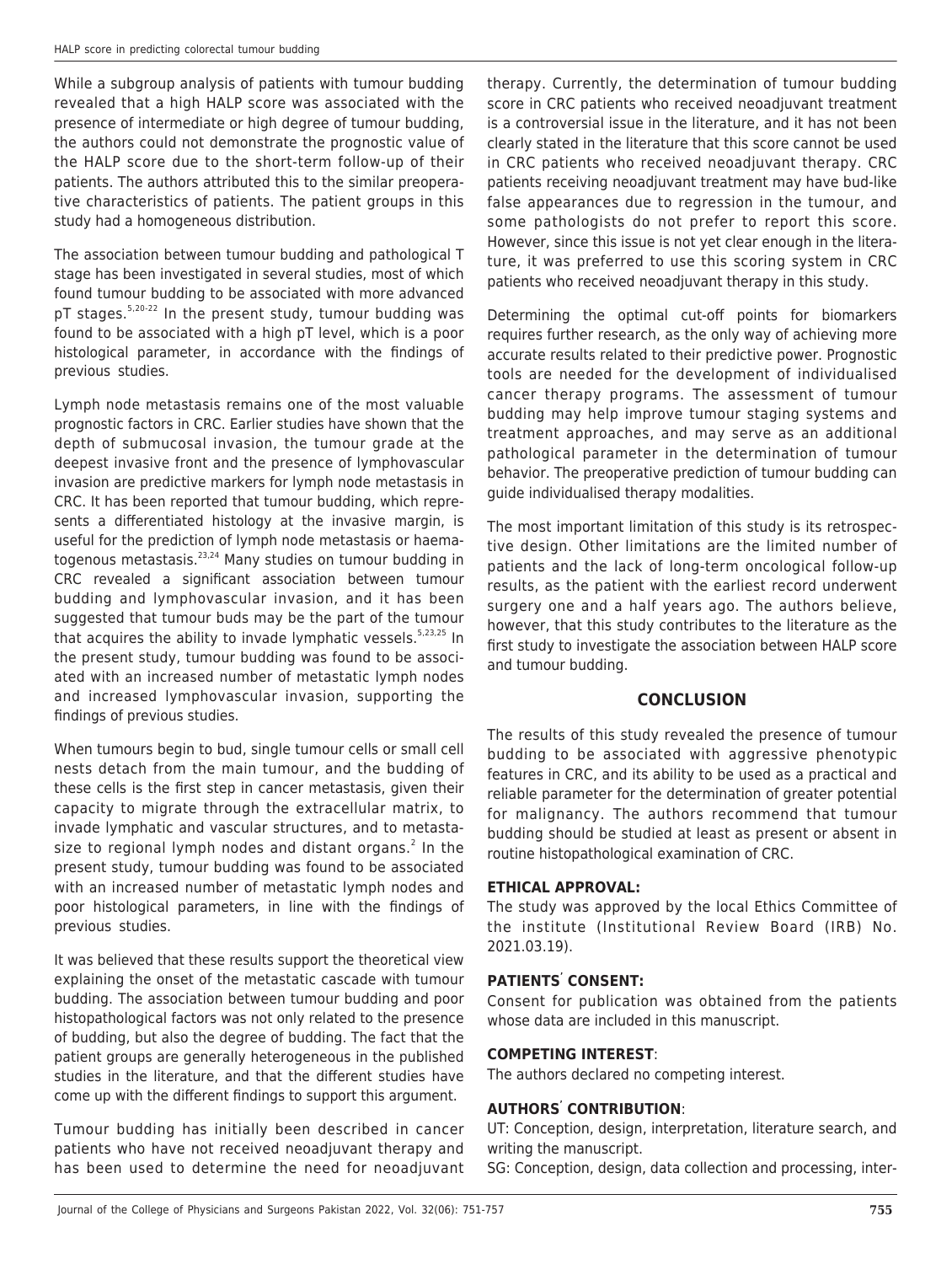While a subgroup analysis of patients with tumour budding revealed that a high HALP score was associated with the presence of intermediate or high degree of tumour budding, the authors could not demonstrate the prognostic value of the HALP score due to the short-term follow-up of their patients. The authors attributed this to the similar preoperative characteristics of patients. The patient groups in this study had a homogeneous distribution.

The association between tumour budding and pathological T stage has been investigated in several studies, most of which found tumour budding to be associated with more advanced pT stages.[5,20-22] In the present study, tumour budding was found to be associated with a high pT level, which is a poor histological parameter, in accordance with the findings of previous studies.

Lymph node metastasis remains one of the most valuable prognostic factors in CRC. Earlier studies have shown that the depth of submucosal invasion, the tumour grade at the deepest invasive front and the presence of lymphovascular invasion are predictive markers for lymph node metastasis in CRC. It has been reported that tumour budding, which represents a differentiated histology at the invasive margin, is useful for the prediction of lymph node metastasis or haematogenous metastasis.[23,24] Many studies on tumour budding in CRC revealed a significant association between tumour budding and lymphovascular invasion, and it has been suggested that tumour buds may be the part of the tumour that acquires the ability to invade lymphatic vessels.[5,23,25] In the present study, tumour budding was found to be associated with an increased number of metastatic lymph nodes and increased lymphovascular invasion, supporting the findings of previous studies.

When tumours begin to bud, single tumour cells or small cell nests detach from the main tumour, and the budding of these cells is the first step in cancer metastasis, given their capacity to migrate through the extracellular matrix, to invade lymphatic and vascular structures, and to metastasize to regional lymph nodes and distant organs.[2] In the present study, tumour budding was found to be associated with an increased number of metastatic lymph nodes and poor histological parameters, in line with the findings of previous studies.

It was believed that these results support the theoretical view explaining the onset of the metastatic cascade with tumour budding. The association between tumour budding and poor histopathological factors was not only related to the presence of budding, but also the degree of budding. The fact that the patient groups are generally heterogeneous in the published studies in the literature, and that the different studies have come up with the different findings to support this argument.

Tumour budding has initially been described in cancer patients who have not received neoadjuvant therapy and has been used to determine the need for neoadjuvant therapy. Currently, the determination of tumour budding score in CRC patients who received neoadjuvant treatment is a controversial issue in the literature, and it has not been clearly stated in the literature that this score cannot be used in CRC patients who received neoadjuvant therapy. CRC patients receiving neoadjuvant treatment may have bud-like false appearances due to regression in the tumour, and some pathologists do not prefer to report this score. However, since this issue is not yet clear enough in the literature, it was preferred to use this scoring system in CRC patients who received neoadjuvant therapy in this study.

Determining the optimal cut-off points for biomarkers requires further research, as the only way of achieving more accurate results related to their predictive power. Prognostic tools are needed for the development of individualised cancer therapy programs. The assessment of tumour budding may help improve tumour staging systems and treatment approaches, and may serve as an additional pathological parameter in the determination of tumour behavior. The preoperative prediction of tumour budding can guide individualised therapy modalities.

The most important limitation of this study is its retrospective design. Other limitations are the limited number of patients and the lack of long-term oncological follow-up results, as the patient with the earliest record underwent surgery one and a half years ago. The authors believe, however, that this study contributes to the literature as the first study to investigate the association between HALP score and tumour budding.

## CONCLUSION

The results of this study revealed the presence of tumour budding to be associated with aggressive phenotypic features in CRC, and its ability to be used as a practical and reliable parameter for the determination of greater potential for malignancy. The authors recommend that tumour budding should be studied at least as present or absent in routine histopathological examination of CRC.

**ETHICAL APPROVAL:**
The study was approved by the local Ethics Committee of the institute (Institutional Review Board (IRB) No. 2021.03.19).

**PATIENTS' CONSENT:**
Consent for publication was obtained from the patients whose data are included in this manuscript.

**COMPETING INTEREST**:
The authors declared no competing interest.

**AUTHORS' CONTRIBUTION**:
UT: Conception, design, interpretation, literature search, and writing the manuscript.
SG: Conception, design, data collection and processing, inter-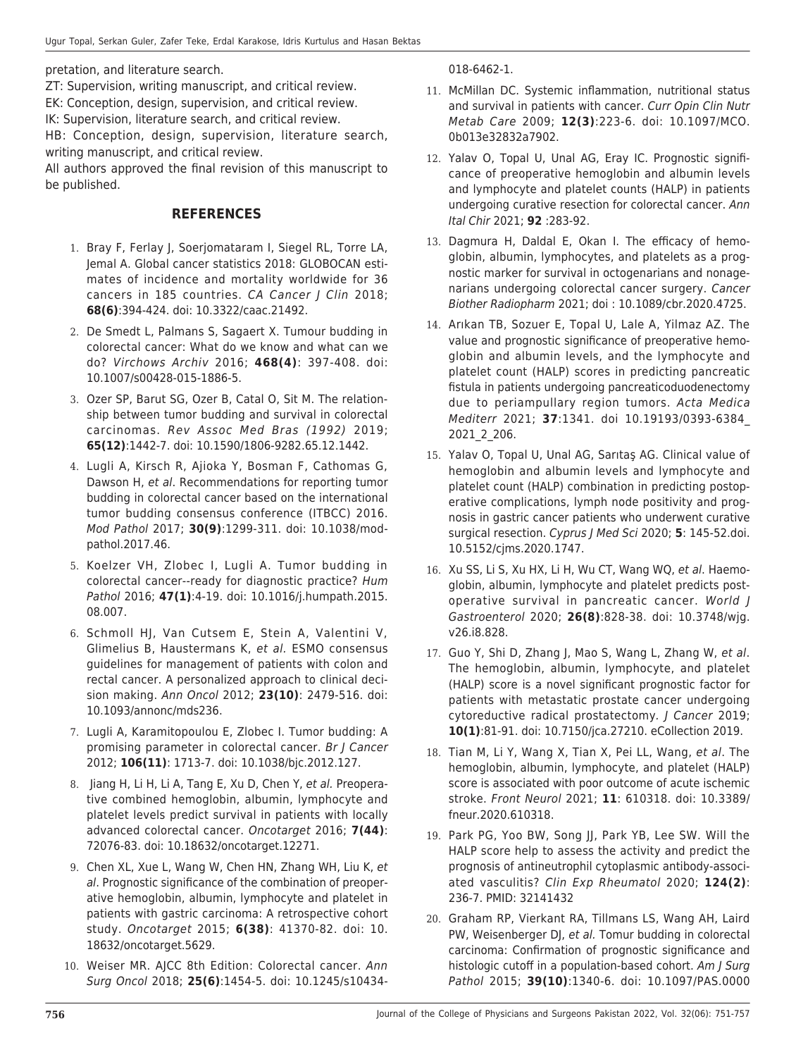pretation, and literature search.

ZT: Supervision, writing manuscript, and critical review.

EK: Conception, design, supervision, and critical review.

IK: Supervision, literature search, and critical review.

HB: Conception, design, supervision, literature search, writing manuscript, and critical review.

All authors approved the final revision of this manuscript to be published.

## REFERENCES

1. Bray F, Ferlay J, Soerjomataram I, Siegel RL, Torre LA, Jemal A. Global cancer statistics 2018: GLOBOCAN estimates of incidence and mortality worldwide for 36 cancers in 185 countries. *CA Cancer J Clin* 2018; **68(6)**:394-424. doi: 10.3322/caac.21492.
2. De Smedt L, Palmans S, Sagaert X. Tumour budding in colorectal cancer: What do we know and what can we do? *Virchows Archiv* 2016; **468(4)**: 397-408. doi: 10.1007/s00428-015-1886-5.
3. Ozer SP, Barut SG, Ozer B, Catal O, Sit M. The relationship between tumor budding and survival in colorectal carcinomas. *Rev Assoc Med Bras (1992)* 2019; **65(12)**:1442-7. doi: 10.1590/1806-9282.65.12.1442.
4. Lugli A, Kirsch R, Ajioka Y, Bosman F, Cathomas G, Dawson H, *et al*. Recommendations for reporting tumor budding in colorectal cancer based on the international tumor budding consensus conference (ITBCC) 2016. *Mod Pathol* 2017; **30(9)**:1299-311. doi: 10.1038/modpathol.2017.46.
5. Koelzer VH, Zlobec I, Lugli A. Tumor budding in colorectal cancer--ready for diagnostic practice? *Hum Pathol* 2016; **47(1)**:4-19. doi: 10.1016/j.humpath.2015.08.007.
6. Schmoll HJ, Van Cutsem E, Stein A, Valentini V, Glimelius B, Haustermans K, *et al.* ESMO consensus guidelines for management of patients with colon and rectal cancer. A personalized approach to clinical decision making. *Ann Oncol* 2012; **23(10)**: 2479-516. doi: 10.1093/annonc/mds236.
7. Lugli A, Karamitopoulou E, Zlobec I. Tumor budding: A promising parameter in colorectal cancer. *Br J Cancer* 2012; **106(11)**: 1713-7. doi: 10.1038/bjc.2012.127.
8. Jiang H, Li H, Li A, Tang E, Xu D, Chen Y, *et al.* Preoperative combined hemoglobin, albumin, lymphocyte and platelet levels predict survival in patients with locally advanced colorectal cancer. *Oncotarget* 2016; **7(44)**: 72076-83. doi: 10.18632/oncotarget.12271.
9. Chen XL, Xue L, Wang W, Chen HN, Zhang WH, Liu K, *et al*. Prognostic significance of the combination of preoperative hemoglobin, albumin, lymphocyte and platelet in patients with gastric carcinoma: A retrospective cohort study. *Oncotarget* 2015; **6(38)**: 41370-82. doi: 10. 18632/oncotarget.5629.
10. Weiser MR. AJCC 8th Edition: Colorectal cancer. *Ann Surg Oncol* 2018; **25(6)**:1454-5. doi: 10.1245/s10434-018-6462-1.
11. McMillan DC. Systemic inflammation, nutritional status and survival in patients with cancer. *Curr Opin Clin Nutr Metab Care* 2009; **12(3)**:223-6. doi: 10.1097/MCO.0b013e32832a7902.
12. Yalav O, Topal U, Unal AG, Eray IC. Prognostic significance of preoperative hemoglobin and albumin levels and lymphocyte and platelet counts (HALP) in patients undergoing curative resection for colorectal cancer. *Ann Ital Chir* 2021; **92** :283-92.
13. Dagmura H, Daldal E, Okan I. The efficacy of hemoglobin, albumin, lymphocytes, and platelets as a prognostic marker for survival in octogenarians and nonagenarians undergoing colorectal cancer surgery. *Cancer Biother Radiopharm* 2021; doi : 10.1089/cbr.2020.4725.
14. Arıkan TB, Sozuer E, Topal U, Lale A, Yilmaz AZ. The value and prognostic significance of preoperative hemoglobin and albumin levels, and the lymphocyte and platelet count (HALP) scores in predicting pancreatic fistula in patients undergoing pancreaticoduodenectomy due to periampullary region tumors. *Acta Medica Mediterr* 2021; **37**:1341. doi 10.19193/0393-6384_2021_2_206.
15. Yalav O, Topal U, Unal AG, Sarıtaş AG. Clinical value of hemoglobin and albumin levels and lymphocyte and platelet count (HALP) combination in predicting postoperative complications, lymph node positivity and prognosis in gastric cancer patients who underwent curative surgical resection. *Cyprus J Med Sci* 2020; **5**: 145-52.doi. 10.5152/cjms.2020.1747.
16. Xu SS, Li S, Xu HX, Li H, Wu CT, Wang WQ, *et al*. Haemoglobin, albumin, lymphocyte and platelet predicts postoperative survival in pancreatic cancer. *World J Gastroenterol* 2020; **26(8)**:828-38. doi: 10.3748/wjg.v26.i8.828.
17. Guo Y, Shi D, Zhang J, Mao S, Wang L, Zhang W, *et al*. The hemoglobin, albumin, lymphocyte, and platelet (HALP) score is a novel significant prognostic factor for patients with metastatic prostate cancer undergoing cytoreductive radical prostatectomy. *J Cancer* 2019; **10(1)**:81-91. doi: 10.7150/jca.27210. eCollection 2019.
18. Tian M, Li Y, Wang X, Tian X, Pei LL, Wang, *et al*. The hemoglobin, albumin, lymphocyte, and platelet (HALP) score is associated with poor outcome of acute ischemic stroke. *Front Neurol* 2021; **11**: 610318. doi: 10.3389/fneur.2020.610318.
19. Park PG, Yoo BW, Song JJ, Park YB, Lee SW. Will the HALP score help to assess the activity and predict the prognosis of antineutrophil cytoplasmic antibody-associated vasculitis? *Clin Exp Rheumatol* 2020; **124(2)**: 236-7. PMID: 32141432
20. Graham RP, Vierkant RA, Tillmans LS, Wang AH, Laird PW, Weisenberger DJ, *et al.* Tomur budding in colorectal carcinoma: Confirmation of prognostic significance and histologic cutoff in a population-based cohort. *Am J Surg Pathol* 2015; **39(10)**:1340-6. doi: 10.1097/PAS.0000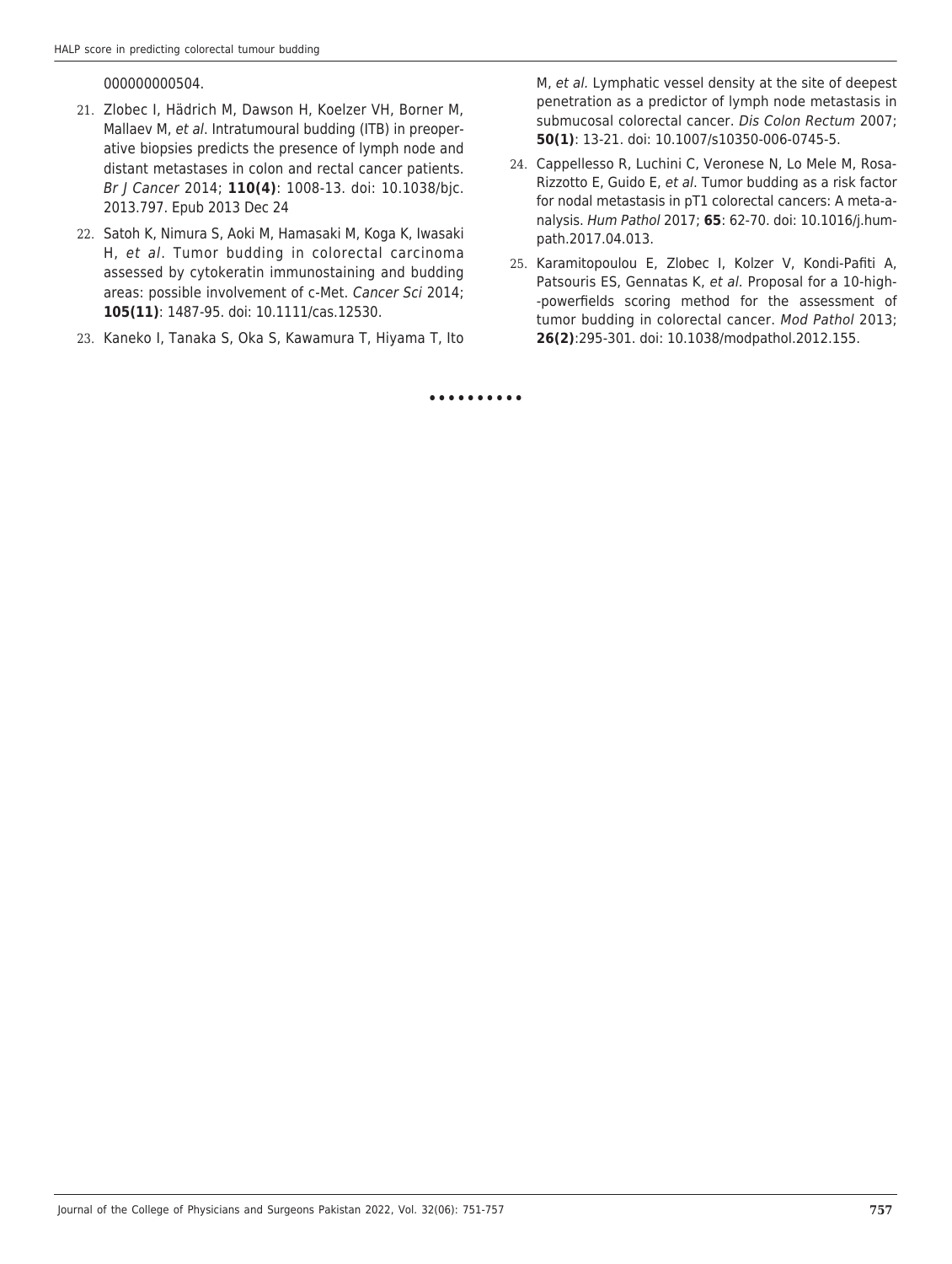000000000504.

21. Zlobec I, Hädrich M, Dawson H, Koelzer VH, Borner M, Mallaev M, *et al*. Intratumoural budding (ITB) in preoperative biopsies predicts the presence of lymph node and distant metastases in colon and rectal cancer patients. *Br J Cancer* 2014; **110(4)**: 1008-13. doi: 10.1038/bjc.2013.797. Epub 2013 Dec 24

22. Satoh K, Nimura S, Aoki M, Hamasaki M, Koga K, Iwasaki H, *et al*. Tumor budding in colorectal carcinoma assessed by cytokeratin immunostaining and budding areas: possible involvement of c-Met. *Cancer Sci* 2014; **105(11)**: 1487-95. doi: 10.1111/cas.12530.

23. Kaneko I, Tanaka S, Oka S, Kawamura T, Hiyama T, Ito M, *et al*. Lymphatic vessel density at the site of deepest penetration as a predictor of lymph node metastasis in submucosal colorectal cancer. *Dis Colon Rectum* 2007; **50(1)**: 13-21. doi: 10.1007/s10350-006-0745-5.

24. Cappellesso R, Luchini C, Veronese N, Lo Mele M, Rosa-Rizzotto E, Guido E, *et al*. Tumor budding as a risk factor for nodal metastasis in pT1 colorectal cancers: A meta-analysis. *Hum Pathol* 2017; **65**: 62-70. doi: 10.1016/j.humpath.2017.04.013.

25. Karamitopoulou E, Zlobec I, Kolzer V, Kondi-Pafiti A, Patsouris ES, Gennatas K, *et al*. Proposal for a 10-high-powerfields scoring method for the assessment of tumor budding in colorectal cancer. *Mod Pathol* 2013; **26(2)**:295-301. doi: 10.1038/modpathol.2012.155.

• • • • • • • • • •